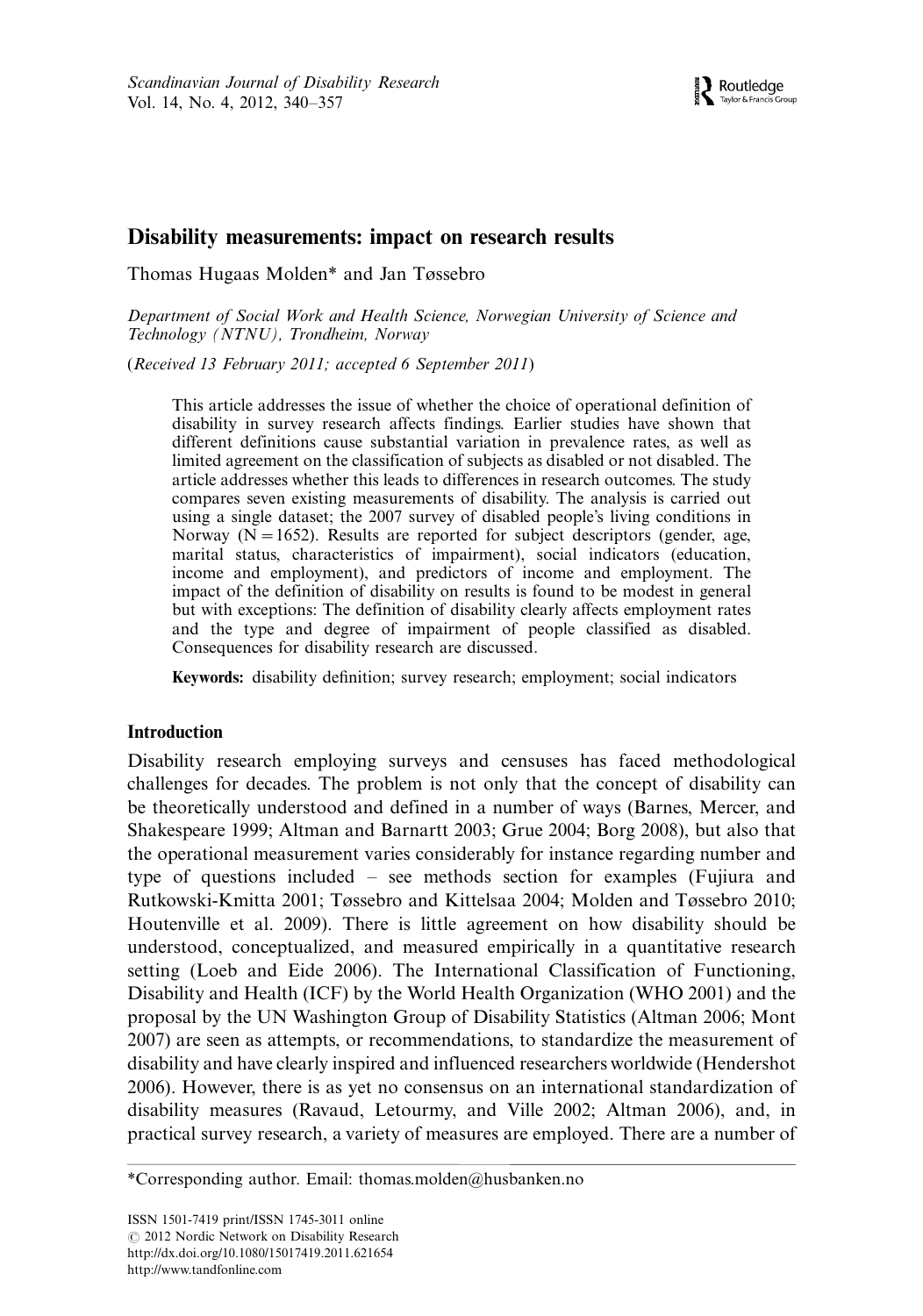# Disability measurements: impact on research results

Thomas Hugaas Molden* and Jan Tøssebro

*Department of Social Work and Health Science, Norwegian University of Science and Technology (NTNU), Trondheim, Norway*

(*Received 13 February 2011; accepted 6 September 2011*)

This article addresses the issue of whether the choice of operational definition of disability in survey research affects findings. Earlier studies have shown that different definitions cause substantial variation in prevalence rates, as well as limited agreement on the classification of subjects as disabled or not disabled. The article addresses whether this leads to differences in research outcomes. The study compares seven existing measurements of disability. The analysis is carried out using a single dataset; the 2007 survey of disabled people's living conditions in Norway (N = 1652). Results are reported for subject descriptors (gender, age, marital status, characteristics of impairment), social indicators (education, income and employment), and predictors of income and employment. The impact of the definition of disability on results is found to be modest in general but with exceptions: The definition of disability clearly affects employment rates and the type and degree of impairment of people classified as disabled. Consequences for disability research are discussed.

**Keywords:** disability definition; survey research; employment; social indicators

## Introduction

Disability research employing surveys and censuses has faced methodological challenges for decades. The problem is not only that the concept of disability can be theoretically understood and defined in a number of ways (Barnes, Mercer, and Shakespeare 1999; Altman and Barnartt 2003; Grue 2004; Borg 2008), but also that the operational measurement varies considerably for instance regarding number and type of questions included – see methods section for examples (Fujiura and Rutkowski-Kmitta 2001; Tøssebro and Kittelsaa 2004; Molden and Tøssebro 2010; Houtenville et al. 2009). There is little agreement on how disability should be understood, conceptualized, and measured empirically in a quantitative research setting (Loeb and Eide 2006). The International Classification of Functioning, Disability and Health (ICF) by the World Health Organization (WHO 2001) and the proposal by the UN Washington Group of Disability Statistics (Altman 2006; Mont 2007) are seen as attempts, or recommendations, to standardize the measurement of disability and have clearly inspired and influenced researchers worldwide (Hendershot 2006). However, there is as yet no consensus on an international standardization of disability measures (Ravaud, Letourmy, and Ville 2002; Altman 2006), and, in practical survey research, a variety of measures are employed. There are a number of

*Corresponding author. Email: thomas.molden@husbanken.no

ISSN 1501-7419 print/ISSN 1745-3011 online
© 2012 Nordic Network on Disability Research
http://dx.doi.org/10.1080/15017419.2011.621654
http://www.tandfonline.com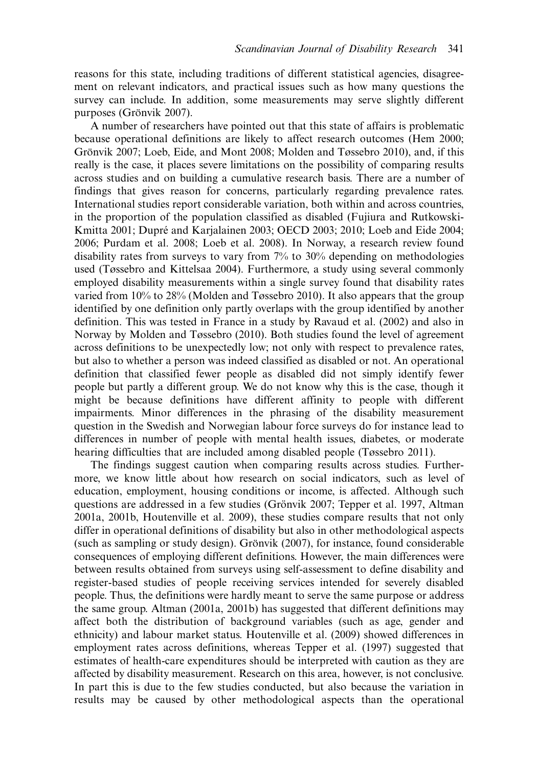reasons for this state, including traditions of different statistical agencies, disagreement on relevant indicators, and practical issues such as how many questions the survey can include. In addition, some measurements may serve slightly different purposes (Grönvik 2007).

A number of researchers have pointed out that this state of affairs is problematic because operational definitions are likely to affect research outcomes (Hem 2000; Grönvik 2007; Loeb, Eide, and Mont 2008; Molden and Tøssebro 2010), and, if this really is the case, it places severe limitations on the possibility of comparing results across studies and on building a cumulative research basis. There are a number of findings that gives reason for concerns, particularly regarding prevalence rates. International studies report considerable variation, both within and across countries, in the proportion of the population classified as disabled (Fujiura and Rutkowski-Kmitta 2001; Dupré and Karjalainen 2003; OECD 2003; 2010; Loeb and Eide 2004; 2006; Purdam et al. 2008; Loeb et al. 2008). In Norway, a research review found disability rates from surveys to vary from 7% to 30% depending on methodologies used (Tøssebro and Kittelsaa 2004). Furthermore, a study using several commonly employed disability measurements within a single survey found that disability rates varied from 10% to 28% (Molden and Tøssebro 2010). It also appears that the group identified by one definition only partly overlaps with the group identified by another definition. This was tested in France in a study by Ravaud et al. (2002) and also in Norway by Molden and Tøssebro (2010). Both studies found the level of agreement across definitions to be unexpectedly low; not only with respect to prevalence rates, but also to whether a person was indeed classified as disabled or not. An operational definition that classified fewer people as disabled did not simply identify fewer people but partly a different group. We do not know why this is the case, though it might be because definitions have different affinity to people with different impairments. Minor differences in the phrasing of the disability measurement question in the Swedish and Norwegian labour force surveys do for instance lead to differences in number of people with mental health issues, diabetes, or moderate hearing difficulties that are included among disabled people (Tøssebro 2011).

The findings suggest caution when comparing results across studies. Furthermore, we know little about how research on social indicators, such as level of education, employment, housing conditions or income, is affected. Although such questions are addressed in a few studies (Grönvik 2007; Tepper et al. 1997, Altman 2001a, 2001b, Houtenville et al. 2009), these studies compare results that not only differ in operational definitions of disability but also in other methodological aspects (such as sampling or study design). Grönvik (2007), for instance, found considerable consequences of employing different definitions. However, the main differences were between results obtained from surveys using self-assessment to define disability and register-based studies of people receiving services intended for severely disabled people. Thus, the definitions were hardly meant to serve the same purpose or address the same group. Altman (2001a, 2001b) has suggested that different definitions may affect both the distribution of background variables (such as age, gender and ethnicity) and labour market status. Houtenville et al. (2009) showed differences in employment rates across definitions, whereas Tepper et al. (1997) suggested that estimates of health-care expenditures should be interpreted with caution as they are affected by disability measurement. Research on this area, however, is not conclusive. In part this is due to the few studies conducted, but also because the variation in results may be caused by other methodological aspects than the operational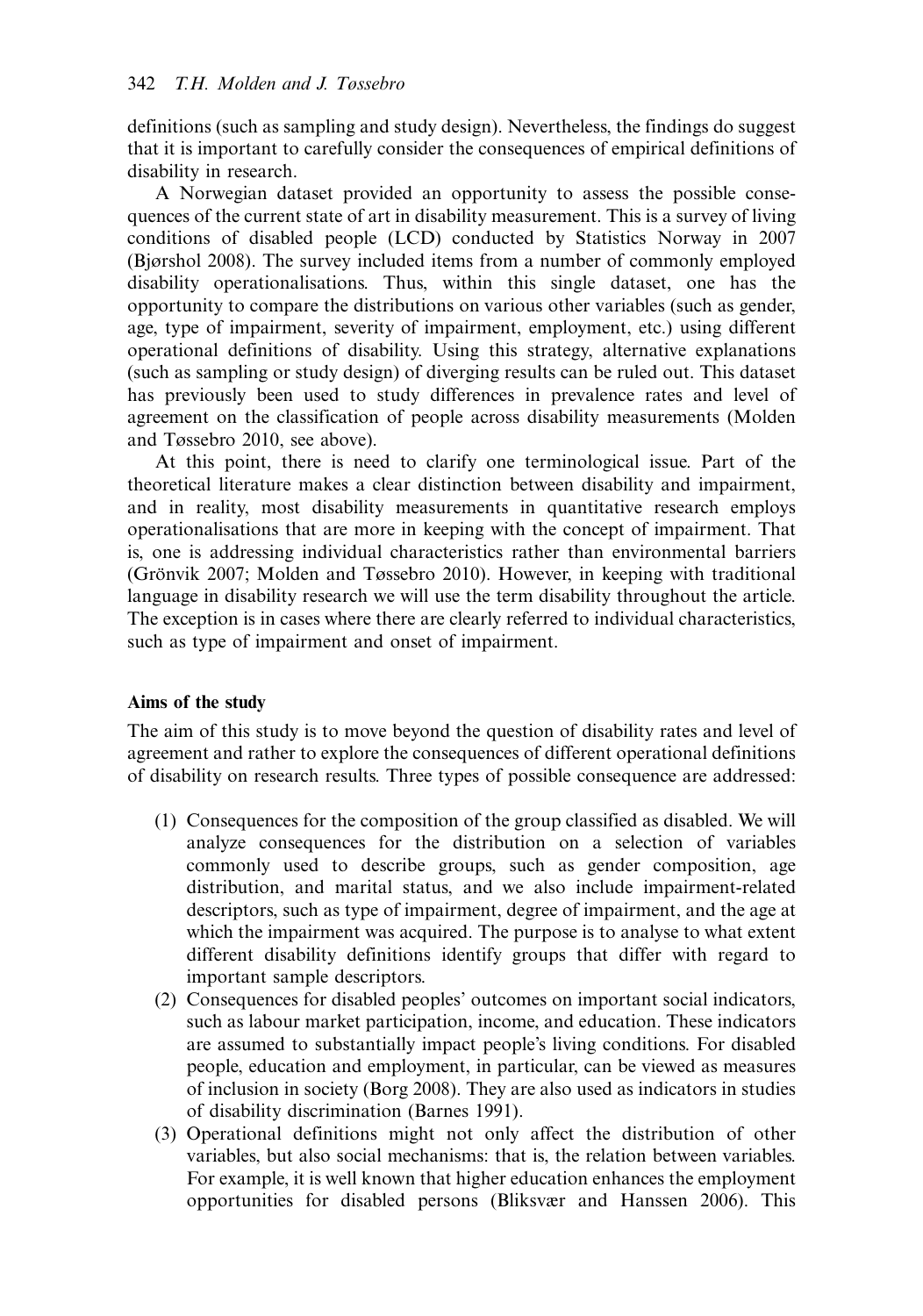definitions (such as sampling and study design). Nevertheless, the findings do suggest that it is important to carefully consider the consequences of empirical definitions of disability in research.

A Norwegian dataset provided an opportunity to assess the possible consequences of the current state of art in disability measurement. This is a survey of living conditions of disabled people (LCD) conducted by Statistics Norway in 2007 (Bjørshol 2008). The survey included items from a number of commonly employed disability operationalisations. Thus, within this single dataset, one has the opportunity to compare the distributions on various other variables (such as gender, age, type of impairment, severity of impairment, employment, etc.) using different operational definitions of disability. Using this strategy, alternative explanations (such as sampling or study design) of diverging results can be ruled out. This dataset has previously been used to study differences in prevalence rates and level of agreement on the classification of people across disability measurements (Molden and Tøssebro 2010, see above).

At this point, there is need to clarify one terminological issue. Part of the theoretical literature makes a clear distinction between disability and impairment, and in reality, most disability measurements in quantitative research employs operationalisations that are more in keeping with the concept of impairment. That is, one is addressing individual characteristics rather than environmental barriers (Grönvik 2007; Molden and Tøssebro 2010). However, in keeping with traditional language in disability research we will use the term disability throughout the article. The exception is in cases where there are clearly referred to individual characteristics, such as type of impairment and onset of impairment.

### Aims of the study

The aim of this study is to move beyond the question of disability rates and level of agreement and rather to explore the consequences of different operational definitions of disability on research results. Three types of possible consequence are addressed:

(1) Consequences for the composition of the group classified as disabled. We will analyze consequences for the distribution on a selection of variables commonly used to describe groups, such as gender composition, age distribution, and marital status, and we also include impairment-related descriptors, such as type of impairment, degree of impairment, and the age at which the impairment was acquired. The purpose is to analyse to what extent different disability definitions identify groups that differ with regard to important sample descriptors.

(2) Consequences for disabled peoples' outcomes on important social indicators, such as labour market participation, income, and education. These indicators are assumed to substantially impact people's living conditions. For disabled people, education and employment, in particular, can be viewed as measures of inclusion in society (Borg 2008). They are also used as indicators in studies of disability discrimination (Barnes 1991).

(3) Operational definitions might not only affect the distribution of other variables, but also social mechanisms: that is, the relation between variables. For example, it is well known that higher education enhances the employment opportunities for disabled persons (Bliksvær and Hanssen 2006). This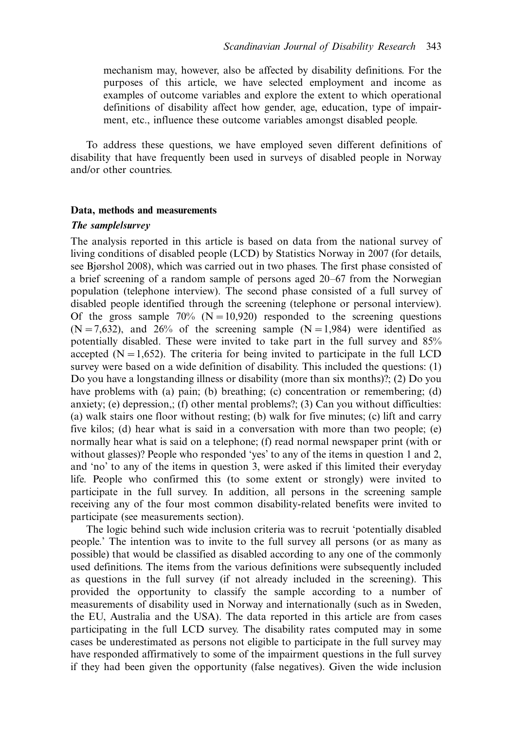mechanism may, however, also be affected by disability definitions. For the purposes of this article, we have selected employment and income as examples of outcome variables and explore the extent to which operational definitions of disability affect how gender, age, education, type of impairment, etc., influence these outcome variables amongst disabled people.

To address these questions, we have employed seven different definitions of disability that have frequently been used in surveys of disabled people in Norway and/or other countries.

## Data, methods and measurements

### *The sample/survey*

The analysis reported in this article is based on data from the national survey of living conditions of disabled people (LCD) by Statistics Norway in 2007 (for details, see Bjørshol 2008), which was carried out in two phases. The first phase consisted of a brief screening of a random sample of persons aged 20–67 from the Norwegian population (telephone interview). The second phase consisted of a full survey of disabled people identified through the screening (telephone or personal interview). Of the gross sample 70% (N = 10,920) responded to the screening questions (N = 7,632), and 26% of the screening sample (N = 1,984) were identified as potentially disabled. These were invited to take part in the full survey and 85% accepted (N = 1,652). The criteria for being invited to participate in the full LCD survey were based on a wide definition of disability. This included the questions: (1) Do you have a longstanding illness or disability (more than six months)?; (2) Do you have problems with (a) pain; (b) breathing; (c) concentration or remembering; (d) anxiety; (e) depression,; (f) other mental problems?; (3) Can you without difficulties: (a) walk stairs one floor without resting; (b) walk for five minutes; (c) lift and carry five kilos; (d) hear what is said in a conversation with more than two people; (e) normally hear what is said on a telephone; (f) read normal newspaper print (with or without glasses)? People who responded 'yes' to any of the items in question 1 and 2, and 'no' to any of the items in question 3, were asked if this limited their everyday life. People who confirmed this (to some extent or strongly) were invited to participate in the full survey. In addition, all persons in the screening sample receiving any of the four most common disability-related benefits were invited to participate (see measurements section).

The logic behind such wide inclusion criteria was to recruit 'potentially disabled people.' The intention was to invite to the full survey all persons (or as many as possible) that would be classified as disabled according to any one of the commonly used definitions. The items from the various definitions were subsequently included as questions in the full survey (if not already included in the screening). This provided the opportunity to classify the sample according to a number of measurements of disability used in Norway and internationally (such as in Sweden, the EU, Australia and the USA). The data reported in this article are from cases participating in the full LCD survey. The disability rates computed may in some cases be underestimated as persons not eligible to participate in the full survey may have responded affirmatively to some of the impairment questions in the full survey if they had been given the opportunity (false negatives). Given the wide inclusion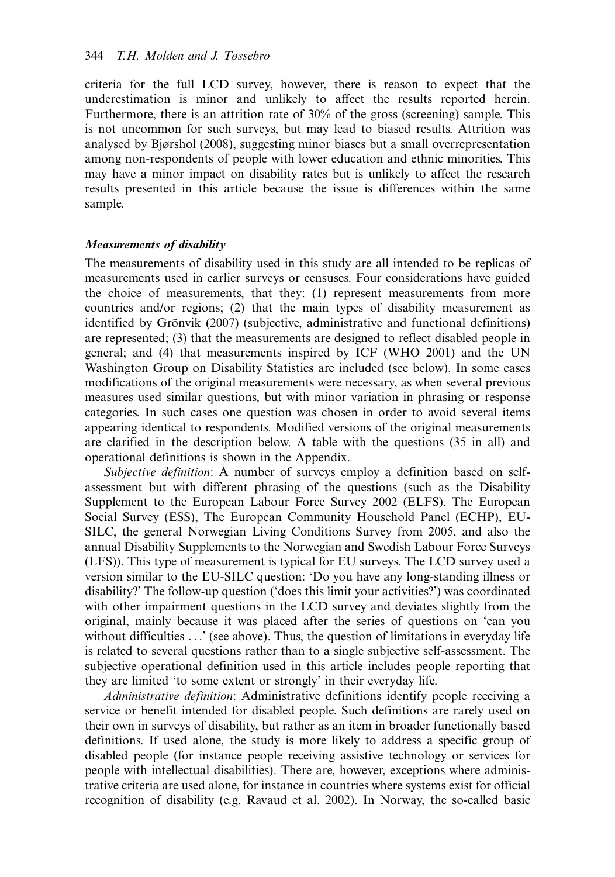criteria for the full LCD survey, however, there is reason to expect that the underestimation is minor and unlikely to affect the results reported herein. Furthermore, there is an attrition rate of 30% of the gross (screening) sample. This is not uncommon for such surveys, but may lead to biased results. Attrition was analysed by Bjørshol (2008), suggesting minor biases but a small overrepresentation among non-respondents of people with lower education and ethnic minorities. This may have a minor impact on disability rates but is unlikely to affect the research results presented in this article because the issue is differences within the same sample.

### *Measurements of disability*

The measurements of disability used in this study are all intended to be replicas of measurements used in earlier surveys or censuses. Four considerations have guided the choice of measurements, that they: (1) represent measurements from more countries and/or regions; (2) that the main types of disability measurement as identified by Grönvik (2007) (subjective, administrative and functional definitions) are represented; (3) that the measurements are designed to reflect disabled people in general; and (4) that measurements inspired by ICF (WHO 2001) and the UN Washington Group on Disability Statistics are included (see below). In some cases modifications of the original measurements were necessary, as when several previous measures used similar questions, but with minor variation in phrasing or response categories. In such cases one question was chosen in order to avoid several items appearing identical to respondents. Modified versions of the original measurements are clarified in the description below. A table with the questions (35 in all) and operational definitions is shown in the Appendix.

*Subjective definition*: A number of surveys employ a definition based on self-assessment but with different phrasing of the questions (such as the Disability Supplement to the European Labour Force Survey 2002 (ELFS), The European Social Survey (ESS), The European Community Household Panel (ECHP), EU-SILC, the general Norwegian Living Conditions Survey from 2005, and also the annual Disability Supplements to the Norwegian and Swedish Labour Force Surveys (LFS)). This type of measurement is typical for EU surveys. The LCD survey used a version similar to the EU-SILC question: 'Do you have any long-standing illness or disability?' The follow-up question ('does this limit your activities?') was coordinated with other impairment questions in the LCD survey and deviates slightly from the original, mainly because it was placed after the series of questions on 'can you without difficulties ...' (see above). Thus, the question of limitations in everyday life is related to several questions rather than to a single subjective self-assessment. The subjective operational definition used in this article includes people reporting that they are limited 'to some extent or strongly' in their everyday life.

*Administrative definition*: Administrative definitions identify people receiving a service or benefit intended for disabled people. Such definitions are rarely used on their own in surveys of disability, but rather as an item in broader functionally based definitions. If used alone, the study is more likely to address a specific group of disabled people (for instance people receiving assistive technology or services for people with intellectual disabilities). There are, however, exceptions where administrative criteria are used alone, for instance in countries where systems exist for official recognition of disability (e.g. Ravaud et al. 2002). In Norway, the so-called basic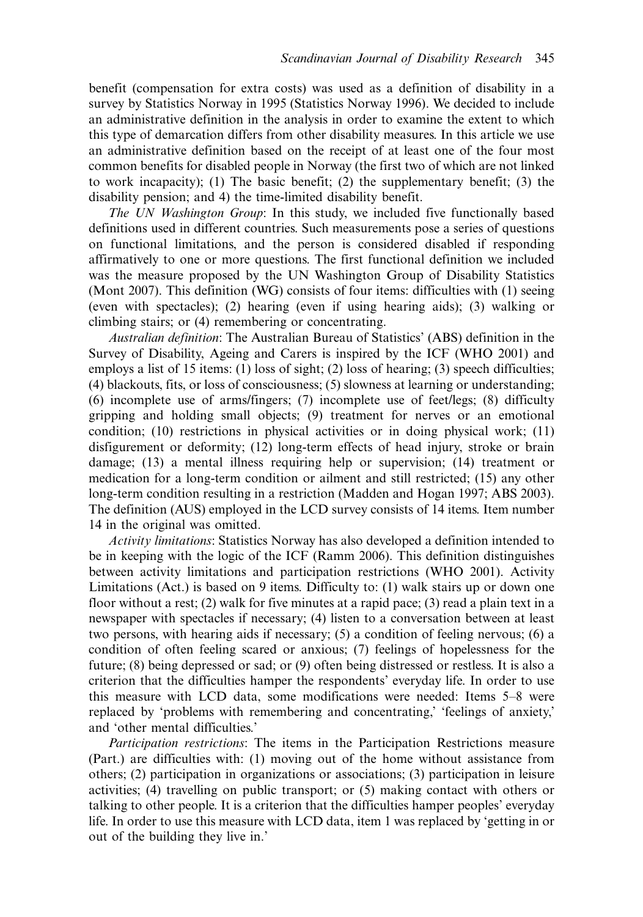benefit (compensation for extra costs) was used as a definition of disability in a survey by Statistics Norway in 1995 (Statistics Norway 1996). We decided to include an administrative definition in the analysis in order to examine the extent to which this type of demarcation differs from other disability measures. In this article we use an administrative definition based on the receipt of at least one of the four most common benefits for disabled people in Norway (the first two of which are not linked to work incapacity); (1) The basic benefit; (2) the supplementary benefit; (3) the disability pension; and 4) the time-limited disability benefit.

*The UN Washington Group*: In this study, we included five functionally based definitions used in different countries. Such measurements pose a series of questions on functional limitations, and the person is considered disabled if responding affirmatively to one or more questions. The first functional definition we included was the measure proposed by the UN Washington Group of Disability Statistics (Mont 2007). This definition (WG) consists of four items: difficulties with (1) seeing (even with spectacles); (2) hearing (even if using hearing aids); (3) walking or climbing stairs; or (4) remembering or concentrating.

*Australian definition*: The Australian Bureau of Statistics' (ABS) definition in the Survey of Disability, Ageing and Carers is inspired by the ICF (WHO 2001) and employs a list of 15 items: (1) loss of sight; (2) loss of hearing; (3) speech difficulties; (4) blackouts, fits, or loss of consciousness; (5) slowness at learning or understanding; (6) incomplete use of arms/fingers; (7) incomplete use of feet/legs; (8) difficulty gripping and holding small objects; (9) treatment for nerves or an emotional condition; (10) restrictions in physical activities or in doing physical work; (11) disfigurement or deformity; (12) long-term effects of head injury, stroke or brain damage; (13) a mental illness requiring help or supervision; (14) treatment or medication for a long-term condition or ailment and still restricted; (15) any other long-term condition resulting in a restriction (Madden and Hogan 1997; ABS 2003). The definition (AUS) employed in the LCD survey consists of 14 items. Item number 14 in the original was omitted.

*Activity limitations*: Statistics Norway has also developed a definition intended to be in keeping with the logic of the ICF (Ramm 2006). This definition distinguishes between activity limitations and participation restrictions (WHO 2001). Activity Limitations (Act.) is based on 9 items. Difficulty to: (1) walk stairs up or down one floor without a rest; (2) walk for five minutes at a rapid pace; (3) read a plain text in a newspaper with spectacles if necessary; (4) listen to a conversation between at least two persons, with hearing aids if necessary; (5) a condition of feeling nervous; (6) a condition of often feeling scared or anxious; (7) feelings of hopelessness for the future; (8) being depressed or sad; or (9) often being distressed or restless. It is also a criterion that the difficulties hamper the respondents' everyday life. In order to use this measure with LCD data, some modifications were needed: Items 5–8 were replaced by 'problems with remembering and concentrating,' 'feelings of anxiety,' and 'other mental difficulties.'

*Participation restrictions*: The items in the Participation Restrictions measure (Part.) are difficulties with: (1) moving out of the home without assistance from others; (2) participation in organizations or associations; (3) participation in leisure activities; (4) travelling on public transport; or (5) making contact with others or talking to other people. It is a criterion that the difficulties hamper peoples' everyday life. In order to use this measure with LCD data, item 1 was replaced by 'getting in or out of the building they live in.'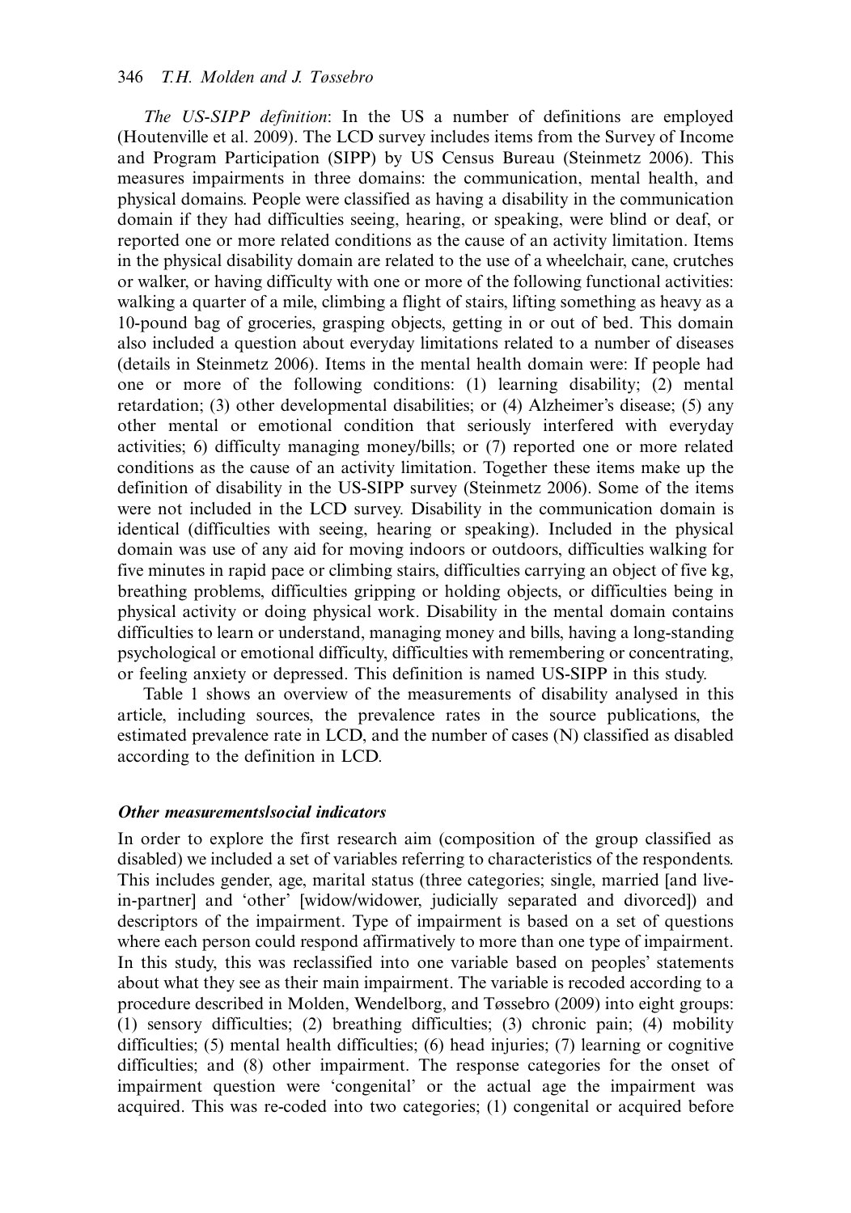*The US-SIPP definition*: In the US a number of definitions are employed (Houtenville et al. 2009). The LCD survey includes items from the Survey of Income and Program Participation (SIPP) by US Census Bureau (Steinmetz 2006). This measures impairments in three domains: the communication, mental health, and physical domains. People were classified as having a disability in the communication domain if they had difficulties seeing, hearing, or speaking, were blind or deaf, or reported one or more related conditions as the cause of an activity limitation. Items in the physical disability domain are related to the use of a wheelchair, cane, crutches or walker, or having difficulty with one or more of the following functional activities: walking a quarter of a mile, climbing a flight of stairs, lifting something as heavy as a 10-pound bag of groceries, grasping objects, getting in or out of bed. This domain also included a question about everyday limitations related to a number of diseases (details in Steinmetz 2006). Items in the mental health domain were: If people had one or more of the following conditions: (1) learning disability; (2) mental retardation; (3) other developmental disabilities; or (4) Alzheimer's disease; (5) any other mental or emotional condition that seriously interfered with everyday activities; 6) difficulty managing money/bills; or (7) reported one or more related conditions as the cause of an activity limitation. Together these items make up the definition of disability in the US-SIPP survey (Steinmetz 2006). Some of the items were not included in the LCD survey. Disability in the communication domain is identical (difficulties with seeing, hearing or speaking). Included in the physical domain was use of any aid for moving indoors or outdoors, difficulties walking for five minutes in rapid pace or climbing stairs, difficulties carrying an object of five kg, breathing problems, difficulties gripping or holding objects, or difficulties being in physical activity or doing physical work. Disability in the mental domain contains difficulties to learn or understand, managing money and bills, having a long-standing psychological or emotional difficulty, difficulties with remembering or concentrating, or feeling anxiety or depressed. This definition is named US-SIPP in this study.

Table 1 shows an overview of the measurements of disability analysed in this article, including sources, the prevalence rates in the source publications, the estimated prevalence rate in LCD, and the number of cases (N) classified as disabled according to the definition in LCD.

### *Other measurements/social indicators*

In order to explore the first research aim (composition of the group classified as disabled) we included a set of variables referring to characteristics of the respondents. This includes gender, age, marital status (three categories; single, married [and live-in-partner] and 'other' [widow/widower, judicially separated and divorced]) and descriptors of the impairment. Type of impairment is based on a set of questions where each person could respond affirmatively to more than one type of impairment. In this study, this was reclassified into one variable based on peoples' statements about what they see as their main impairment. The variable is recoded according to a procedure described in Molden, Wendelborg, and Tøssebro (2009) into eight groups: (1) sensory difficulties; (2) breathing difficulties; (3) chronic pain; (4) mobility difficulties; (5) mental health difficulties; (6) head injuries; (7) learning or cognitive difficulties; and (8) other impairment. The response categories for the onset of impairment question were 'congenital' or the actual age the impairment was acquired. This was re-coded into two categories; (1) congenital or acquired before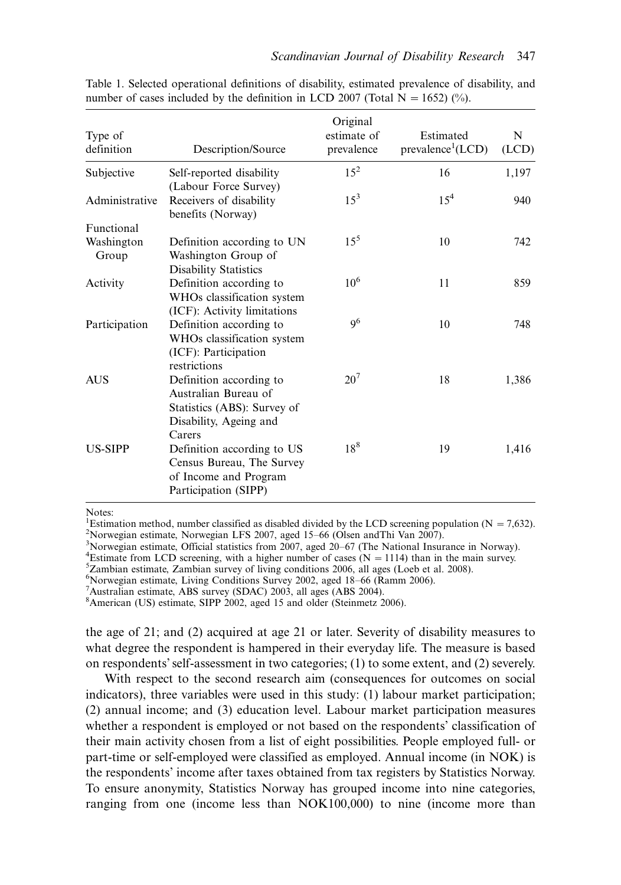Table 1. Selected operational definitions of disability, estimated prevalence of disability, and number of cases included by the definition in LCD 2007 (Total N = 1652) (%).

| Type of definition | Description/Source | Original estimate of prevalence | Estimated prevalence[1](LCD) | N (LCD) |
|---|---|---|---|---|
| Subjective | Self-reported disability (Labour Force Survey) | 15[2] | 16 | 1,197 |
| Administrative | Receivers of disability benefits (Norway) | 15[3] | 15[4] | 940 |
| Functional | | | | |
| Washington Group | Definition according to UN Washington Group of Disability Statistics | 15[5] | 10 | 742 |
| Activity | Definition according to WHOs classification system (ICF): Activity limitations | 10[6] | 11 | 859 |
| Participation | Definition according to WHOs classification system (ICF): Participation restrictions | 9[6] | 10 | 748 |
| AUS | Definition according to Australian Bureau of Statistics (ABS): Survey of Disability, Ageing and Carers | 20[7] | 18 | 1,386 |
| US-SIPP | Definition according to US Census Bureau, The Survey of Income and Program Participation (SIPP) | 18[8] | 19 | 1,416 |

Notes:
[1]Estimation method, number classified as disabled divided by the LCD screening population (N = 7,632).
[2]Norwegian estimate, Norwegian LFS 2007, aged 15–66 (Olsen andThi Van 2007).
[3]Norwegian estimate, Official statistics from 2007, aged 20–67 (The National Insurance in Norway).
[4]Estimate from LCD screening, with a higher number of cases (N = 1114) than in the main survey.
[5]Zambian estimate, Zambian survey of living conditions 2006, all ages (Loeb et al. 2008).
[6]Norwegian estimate, Living Conditions Survey 2002, aged 18–66 (Ramm 2006).
[7]Australian estimate, ABS survey (SDAC) 2003, all ages (ABS 2004).
[8]American (US) estimate, SIPP 2002, aged 15 and older (Steinmetz 2006).

the age of 21; and (2) acquired at age 21 or later. Severity of disability measures to what degree the respondent is hampered in their everyday life. The measure is based on respondents' self-assessment in two categories; (1) to some extent, and (2) severely.

With respect to the second research aim (consequences for outcomes on social indicators), three variables were used in this study: (1) labour market participation; (2) annual income; and (3) education level. Labour market participation measures whether a respondent is employed or not based on the respondents' classification of their main activity chosen from a list of eight possibilities. People employed full- or part-time or self-employed were classified as employed. Annual income (in NOK) is the respondents' income after taxes obtained from tax registers by Statistics Norway. To ensure anonymity, Statistics Norway has grouped income into nine categories, ranging from one (income less than NOK100,000) to nine (income more than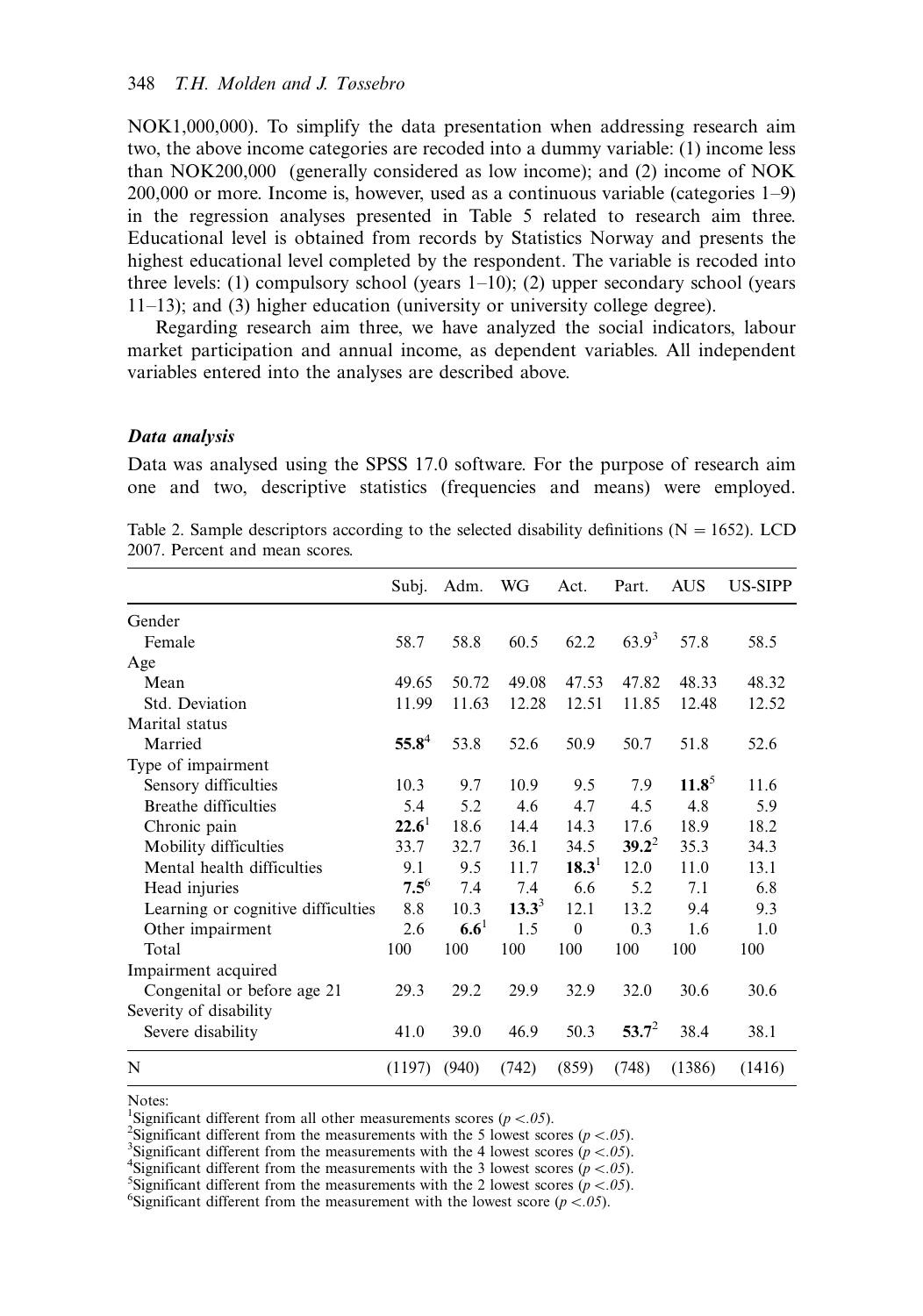NOK1,000,000). To simplify the data presentation when addressing research aim two, the above income categories are recoded into a dummy variable: (1) income less than NOK200,000 (generally considered as low income); and (2) income of NOK 200,000 or more. Income is, however, used as a continuous variable (categories 1–9) in the regression analyses presented in Table 5 related to research aim three. Educational level is obtained from records by Statistics Norway and presents the highest educational level completed by the respondent. The variable is recoded into three levels: (1) compulsory school (years 1–10); (2) upper secondary school (years 11–13); and (3) higher education (university or university college degree).

Regarding research aim three, we have analyzed the social indicators, labour market participation and annual income, as dependent variables. All independent variables entered into the analyses are described above.

### *Data analysis*

Data was analysed using the SPSS 17.0 software. For the purpose of research aim one and two, descriptive statistics (frequencies and means) were employed.

Table 2. Sample descriptors according to the selected disability definitions (N = 1652). LCD 2007. Percent and mean scores.

| | Subj. | Adm. | WG | Act. | Part. | AUS | US-SIPP |
|---|---|---|---|---|---|---|---|
| Gender | | | | | | | |
| Female | 58.7 | 58.8 | 60.5 | 62.2 | 63.9[3] | 57.8 | 58.5 |
| Age | | | | | | | |
| Mean | 49.65 | 50.72 | 49.08 | 47.53 | 47.82 | 48.33 | 48.32 |
| Std. Deviation | 11.99 | 11.63 | 12.28 | 12.51 | 11.85 | 12.48 | 12.52 |
| Marital status | | | | | | | |
| Married | **55.8**[4] | 53.8 | 52.6 | 50.9 | 50.7 | 51.8 | 52.6 |
| Type of impairment | | | | | | | |
| Sensory difficulties | 10.3 | 9.7 | 10.9 | 9.5 | 7.9 | **11.8**[5] | 11.6 |
| Breathe difficulties | 5.4 | 5.2 | 4.6 | 4.7 | 4.5 | 4.8 | 5.9 |
| Chronic pain | **22.6**[1] | 18.6 | 14.4 | 14.3 | 17.6 | 18.9 | 18.2 |
| Mobility difficulties | 33.7 | 32.7 | 36.1 | 34.5 | **39.2**[2] | 35.3 | 34.3 |
| Mental health difficulties | 9.1 | 9.5 | 11.7 | **18.3**[1] | 12.0 | 11.0 | 13.1 |
| Head injuries | **7.5**[6] | 7.4 | 7.4 | 6.6 | 5.2 | 7.1 | 6.8 |
| Learning or cognitive difficulties | 8.8 | 10.3 | **13.3**[3] | 12.1 | 13.2 | 9.4 | 9.3 |
| Other impairment | 2.6 | **6.6**[1] | 1.5 | 0 | 0.3 | 1.6 | 1.0 |
| Total | 100 | 100 | 100 | 100 | 100 | 100 | 100 |
| Impairment acquired | | | | | | | |
| Congenital or before age 21 | 29.3 | 29.2 | 29.9 | 32.9 | 32.0 | 30.6 | 30.6 |
| Severity of disability | | | | | | | |
| Severe disability | 41.0 | 39.0 | 46.9 | 50.3 | **53.7**[2] | 38.4 | 38.1 |
| N | (1197) | (940) | (742) | (859) | (748) | (1386) | (1416) |

Notes:
[1]Significant different from all other measurements scores ($p < .05$).
[2]Significant different from the measurements with the 5 lowest scores ($p < .05$).
[3]Significant different from the measurements with the 4 lowest scores ($p < .05$).
[4]Significant different from the measurements with the 3 lowest scores ($p < .05$).
[5]Significant different from the measurements with the 2 lowest scores ($p < .05$).
[6]Significant different from the measurement with the lowest score ($p < .05$).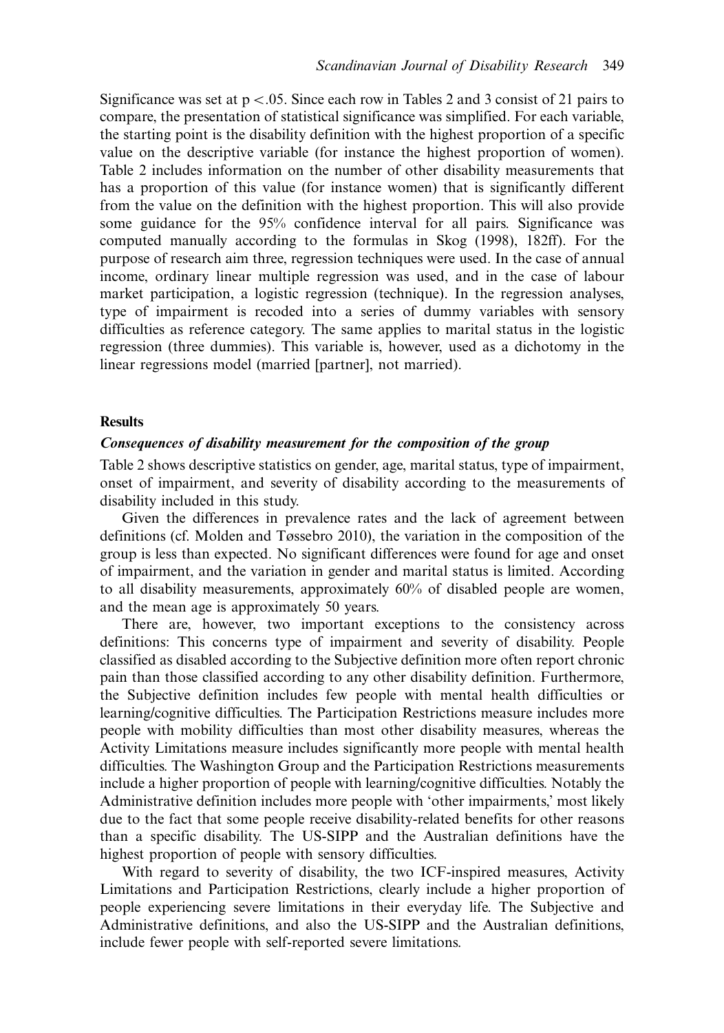Significance was set at $p < .05$. Since each row in Tables 2 and 3 consist of 21 pairs to compare, the presentation of statistical significance was simplified. For each variable, the starting point is the disability definition with the highest proportion of a specific value on the descriptive variable (for instance the highest proportion of women). Table 2 includes information on the number of other disability measurements that has a proportion of this value (for instance women) that is significantly different from the value on the definition with the highest proportion. This will also provide some guidance for the 95% confidence interval for all pairs. Significance was computed manually according to the formulas in Skog (1998), 182ff). For the purpose of research aim three, regression techniques were used. In the case of annual income, ordinary linear multiple regression was used, and in the case of labour market participation, a logistic regression (technique). In the regression analyses, type of impairment is recoded into a series of dummy variables with sensory difficulties as reference category. The same applies to marital status in the logistic regression (three dummies). This variable is, however, used as a dichotomy in the linear regressions model (married [partner], not married).

## Results

### *Consequences of disability measurement for the composition of the group*

Table 2 shows descriptive statistics on gender, age, marital status, type of impairment, onset of impairment, and severity of disability according to the measurements of disability included in this study.

Given the differences in prevalence rates and the lack of agreement between definitions (cf. Molden and Tøssebro 2010), the variation in the composition of the group is less than expected. No significant differences were found for age and onset of impairment, and the variation in gender and marital status is limited. According to all disability measurements, approximately 60% of disabled people are women, and the mean age is approximately 50 years.

There are, however, two important exceptions to the consistency across definitions: This concerns type of impairment and severity of disability. People classified as disabled according to the Subjective definition more often report chronic pain than those classified according to any other disability definition. Furthermore, the Subjective definition includes few people with mental health difficulties or learning/cognitive difficulties. The Participation Restrictions measure includes more people with mobility difficulties than most other disability measures, whereas the Activity Limitations measure includes significantly more people with mental health difficulties. The Washington Group and the Participation Restrictions measurements include a higher proportion of people with learning/cognitive difficulties. Notably the Administrative definition includes more people with 'other impairments,' most likely due to the fact that some people receive disability-related benefits for other reasons than a specific disability. The US-SIPP and the Australian definitions have the highest proportion of people with sensory difficulties.

With regard to severity of disability, the two ICF-inspired measures, Activity Limitations and Participation Restrictions, clearly include a higher proportion of people experiencing severe limitations in their everyday life. The Subjective and Administrative definitions, and also the US-SIPP and the Australian definitions, include fewer people with self-reported severe limitations.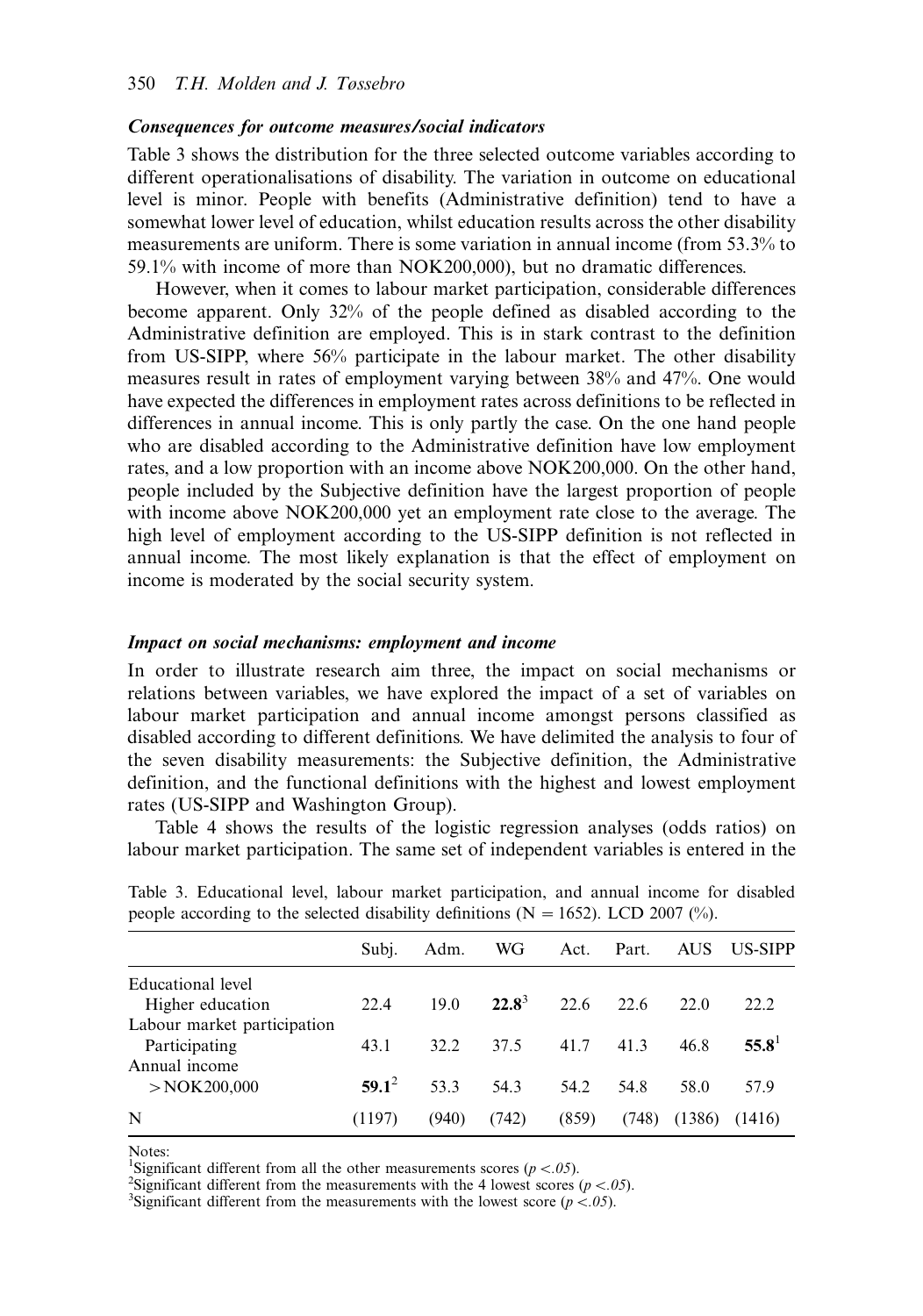### *Consequences for outcome measures/social indicators*

Table 3 shows the distribution for the three selected outcome variables according to different operationalisations of disability. The variation in outcome on educational level is minor. People with benefits (Administrative definition) tend to have a somewhat lower level of education, whilst education results across the other disability measurements are uniform. There is some variation in annual income (from 53.3% to 59.1% with income of more than NOK200,000), but no dramatic differences.

However, when it comes to labour market participation, considerable differences become apparent. Only 32% of the people defined as disabled according to the Administrative definition are employed. This is in stark contrast to the definition from US-SIPP, where 56% participate in the labour market. The other disability measures result in rates of employment varying between 38% and 47%. One would have expected the differences in employment rates across definitions to be reflected in differences in annual income. This is only partly the case. On the one hand people who are disabled according to the Administrative definition have low employment rates, and a low proportion with an income above NOK200,000. On the other hand, people included by the Subjective definition have the largest proportion of people with income above NOK200,000 yet an employment rate close to the average. The high level of employment according to the US-SIPP definition is not reflected in annual income. The most likely explanation is that the effect of employment on income is moderated by the social security system.

### *Impact on social mechanisms: employment and income*

In order to illustrate research aim three, the impact on social mechanisms or relations between variables, we have explored the impact of a set of variables on labour market participation and annual income amongst persons classified as disabled according to different definitions. We have delimited the analysis to four of the seven disability measurements: the Subjective definition, the Administrative definition, and the functional definitions with the highest and lowest employment rates (US-SIPP and Washington Group).

Table 4 shows the results of the logistic regression analyses (odds ratios) on labour market participation. The same set of independent variables is entered in the

Table 3. Educational level, labour market participation, and annual income for disabled people according to the selected disability definitions (N = 1652). LCD 2007 (%).

| | Subj. | Adm. | WG | Act. | Part. | AUS | US-SIPP |
|---|---|---|---|---|---|---|---|
| Educational level | | | | | | | |
| Higher education | 22.4 | 19.0 | **22.8**[3] | 22.6 | 22.6 | 22.0 | 22.2 |
| Labour market participation | | | | | | | |
| Participating | 43.1 | 32.2 | 37.5 | 41.7 | 41.3 | 46.8 | **55.8**[1] |
| Annual income | | | | | | | |
| > NOK200,000 | **59.1**[2] | 53.3 | 54.3 | 54.2 | 54.8 | 58.0 | 57.9 |
| N | (1197) | (940) | (742) | (859) | (748) | (1386) | (1416) |

Notes:
[1]Significant different from all the other measurements scores ($p < .05$).
[2]Significant different from the measurements with the 4 lowest scores ($p < .05$).
[3]Significant different from the measurements with the lowest score ($p < .05$).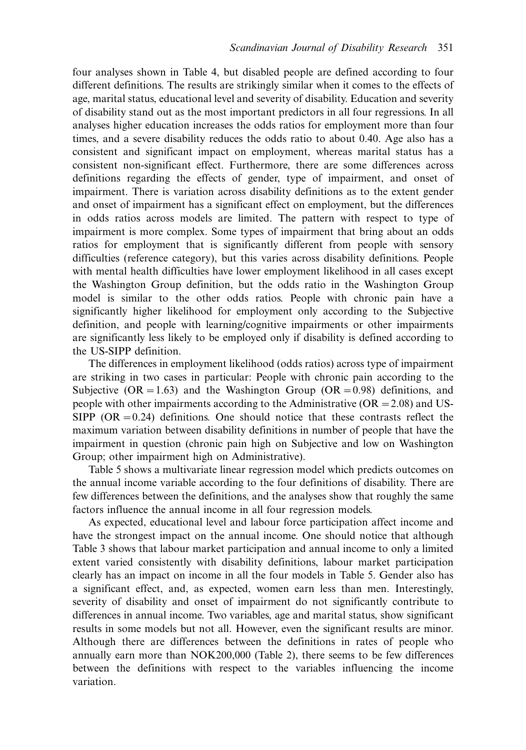four analyses shown in Table 4, but disabled people are defined according to four different definitions. The results are strikingly similar when it comes to the effects of age, marital status, educational level and severity of disability. Education and severity of disability stand out as the most important predictors in all four regressions. In all analyses higher education increases the odds ratios for employment more than four times, and a severe disability reduces the odds ratio to about 0.40. Age also has a consistent and significant impact on employment, whereas marital status has a consistent non-significant effect. Furthermore, there are some differences across definitions regarding the effects of gender, type of impairment, and onset of impairment. There is variation across disability definitions as to the extent gender and onset of impairment has a significant effect on employment, but the differences in odds ratios across models are limited. The pattern with respect to type of impairment is more complex. Some types of impairment that bring about an odds ratios for employment that is significantly different from people with sensory difficulties (reference category), but this varies across disability definitions. People with mental health difficulties have lower employment likelihood in all cases except the Washington Group definition, but the odds ratio in the Washington Group model is similar to the other odds ratios. People with chronic pain have a significantly higher likelihood for employment only according to the Subjective definition, and people with learning/cognitive impairments or other impairments are significantly less likely to be employed only if disability is defined according to the US-SIPP definition.

The differences in employment likelihood (odds ratios) across type of impairment are striking in two cases in particular: People with chronic pain according to the Subjective (OR = 1.63) and the Washington Group (OR = 0.98) definitions, and people with other impairments according to the Administrative (OR = 2.08) and US-SIPP (OR = 0.24) definitions. One should notice that these contrasts reflect the maximum variation between disability definitions in number of people that have the impairment in question (chronic pain high on Subjective and low on Washington Group; other impairment high on Administrative).

Table 5 shows a multivariate linear regression model which predicts outcomes on the annual income variable according to the four definitions of disability. There are few differences between the definitions, and the analyses show that roughly the same factors influence the annual income in all four regression models.

As expected, educational level and labour force participation affect income and have the strongest impact on the annual income. One should notice that although Table 3 shows that labour market participation and annual income to only a limited extent varied consistently with disability definitions, labour market participation clearly has an impact on income in all the four models in Table 5. Gender also has a significant effect, and, as expected, women earn less than men. Interestingly, severity of disability and onset of impairment do not significantly contribute to differences in annual income. Two variables, age and marital status, show significant results in some models but not all. However, even the significant results are minor. Although there are differences between the definitions in rates of people who annually earn more than NOK200,000 (Table 2), there seems to be few differences between the definitions with respect to the variables influencing the income variation.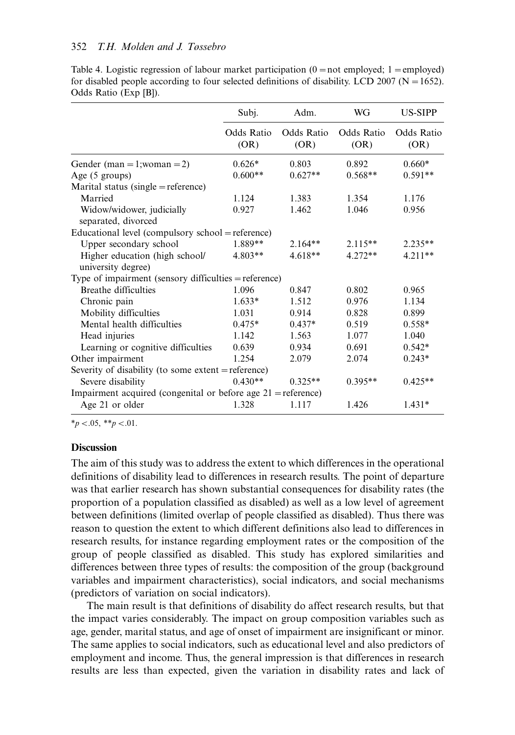Table 4. Logistic regression of labour market participation (0 = not employed; 1 = employed) for disabled people according to four selected definitions of disability. LCD 2007 (N = 1652). Odds Ratio (Exp [B]).

| | Subj. | Adm. | WG | US-SIPP |
|---|---|---|---|---|
| | Odds Ratio (OR) | Odds Ratio (OR) | Odds Ratio (OR) | Odds Ratio (OR) |
| Gender (man = 1;woman = 2) | 0.626* | 0.803 | 0.892 | 0.660* |
| Age (5 groups) | 0.600** | 0.627** | 0.568** | 0.591** |
| Marital status (single = reference) | | | | |
| Married | 1.124 | 1.383 | 1.354 | 1.176 |
| Widow/widower, judicially separated, divorced | 0.927 | 1.462 | 1.046 | 0.956 |
| Educational level (compulsory school = reference) | | | | |
| Upper secondary school | 1.889** | 2.164** | 2.115** | 2.235** |
| Higher education (high school/ university degree) | 4.803** | 4.618** | 4.272** | 4.211** |
| Type of impairment (sensory difficulties = reference) | | | | |
| Breathe difficulties | 1.096 | 0.847 | 0.802 | 0.965 |
| Chronic pain | 1.633* | 1.512 | 0.976 | 1.134 |
| Mobility difficulties | 1.031 | 0.914 | 0.828 | 0.899 |
| Mental health difficulties | 0.475* | 0.437* | 0.519 | 0.558* |
| Head injuries | 1.142 | 1.563 | 1.077 | 1.040 |
| Learning or cognitive difficulties | 0.639 | 0.934 | 0.691 | 0.542* |
| Other impairment | 1.254 | 2.079 | 2.074 | 0.243* |
| Severity of disability (to some extent = reference) | | | | |
| Severe disability | 0.430** | 0.325** | 0.395** | 0.425** |
| Impairment acquired (congenital or before age 21 = reference) | | | | |
| Age 21 or older | 1.328 | 1.117 | 1.426 | 1.431* |

*$p < .05$, **$p < .01$.

## Discussion

The aim of this study was to address the extent to which differences in the operational definitions of disability lead to differences in research results. The point of departure was that earlier research has shown substantial consequences for disability rates (the proportion of a population classified as disabled) as well as a low level of agreement between definitions (limited overlap of people classified as disabled). Thus there was reason to question the extent to which different definitions also lead to differences in research results, for instance regarding employment rates or the composition of the group of people classified as disabled. This study has explored similarities and differences between three types of results: the composition of the group (background variables and impairment characteristics), social indicators, and social mechanisms (predictors of variation on social indicators).

The main result is that definitions of disability do affect research results, but that the impact varies considerably. The impact on group composition variables such as age, gender, marital status, and age of onset of impairment are insignificant or minor. The same applies to social indicators, such as educational level and also predictors of employment and income. Thus, the general impression is that differences in research results are less than expected, given the variation in disability rates and lack of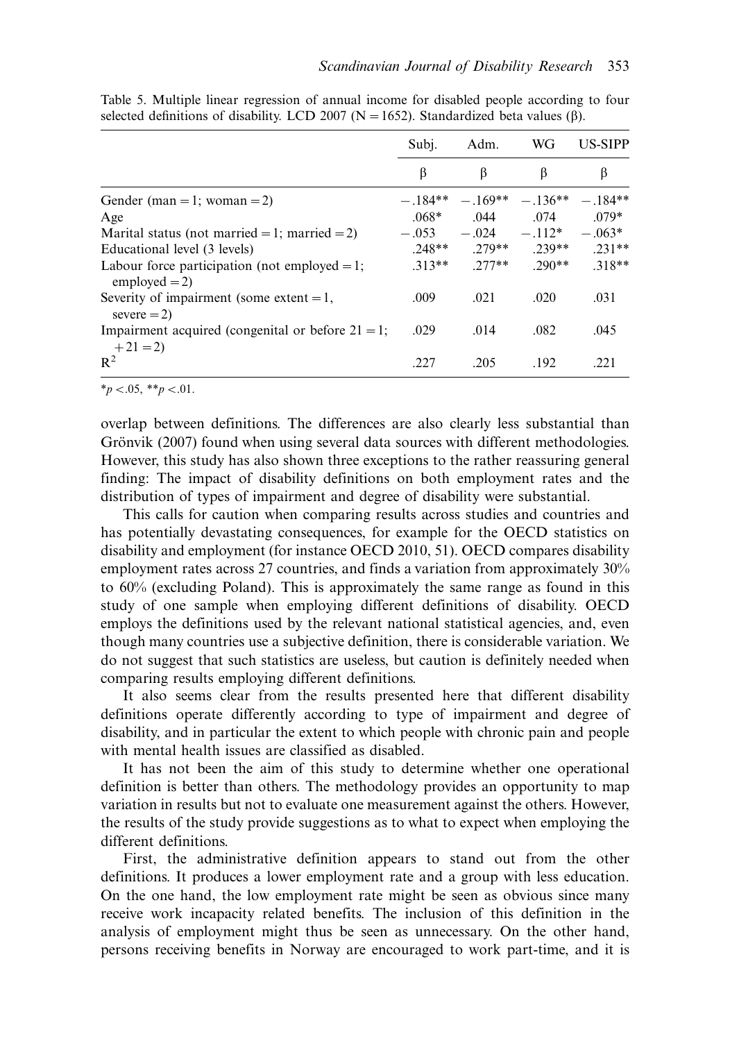Table 5. Multiple linear regression of annual income for disabled people according to four selected definitions of disability. LCD 2007 (N = 1652). Standardized beta values (β).

| | Subj. | Adm. | WG | US-SIPP |
|---|---|---|---|---|
| | β | β | β | β |
| Gender (man = 1; woman = 2) | −.184** | −.169** | −.136** | −.184** |
| Age | .068* | .044 | .074 | .079* |
| Marital status (not married = 1; married = 2) | −.053 | −.024 | −.112* | −.063* |
| Educational level (3 levels) | .248** | .279** | .239** | .231** |
| Labour force participation (not employed = 1; employed = 2) | .313** | .277** | .290** | .318** |
| Severity of impairment (some extent = 1, severe = 2) | .009 | .021 | .020 | .031 |
| Impairment acquired (congenital or before 21 = 1; +21 = 2) | .029 | .014 | .082 | .045 |
| $R^2$ | .227 | .205 | .192 | .221 |

*$p < .05$, **$p < .01$.

overlap between definitions. The differences are also clearly less substantial than Grönvik (2007) found when using several data sources with different methodologies. However, this study has also shown three exceptions to the rather reassuring general finding: The impact of disability definitions on both employment rates and the distribution of types of impairment and degree of disability were substantial.

This calls for caution when comparing results across studies and countries and has potentially devastating consequences, for example for the OECD statistics on disability and employment (for instance OECD 2010, 51). OECD compares disability employment rates across 27 countries, and finds a variation from approximately 30% to 60% (excluding Poland). This is approximately the same range as found in this study of one sample when employing different definitions of disability. OECD employs the definitions used by the relevant national statistical agencies, and, even though many countries use a subjective definition, there is considerable variation. We do not suggest that such statistics are useless, but caution is definitely needed when comparing results employing different definitions.

It also seems clear from the results presented here that different disability definitions operate differently according to type of impairment and degree of disability, and in particular the extent to which people with chronic pain and people with mental health issues are classified as disabled.

It has not been the aim of this study to determine whether one operational definition is better than others. The methodology provides an opportunity to map variation in results but not to evaluate one measurement against the others. However, the results of the study provide suggestions as to what to expect when employing the different definitions.

First, the administrative definition appears to stand out from the other definitions. It produces a lower employment rate and a group with less education. On the one hand, the low employment rate might be seen as obvious since many receive work incapacity related benefits. The inclusion of this definition in the analysis of employment might thus be seen as unnecessary. On the other hand, persons receiving benefits in Norway are encouraged to work part-time, and it is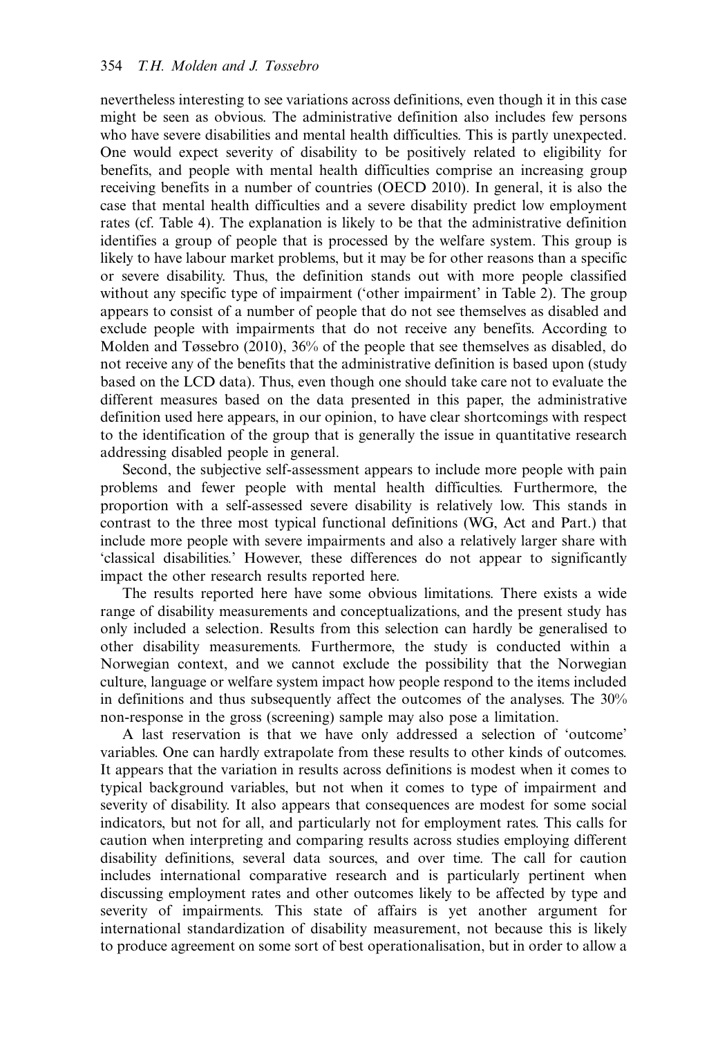nevertheless interesting to see variations across definitions, even though it in this case might be seen as obvious. The administrative definition also includes few persons who have severe disabilities and mental health difficulties. This is partly unexpected. One would expect severity of disability to be positively related to eligibility for benefits, and people with mental health difficulties comprise an increasing group receiving benefits in a number of countries (OECD 2010). In general, it is also the case that mental health difficulties and a severe disability predict low employment rates (cf. Table 4). The explanation is likely to be that the administrative definition identifies a group of people that is processed by the welfare system. This group is likely to have labour market problems, but it may be for other reasons than a specific or severe disability. Thus, the definition stands out with more people classified without any specific type of impairment ('other impairment' in Table 2). The group appears to consist of a number of people that do not see themselves as disabled and exclude people with impairments that do not receive any benefits. According to Molden and Tøssebro (2010), 36% of the people that see themselves as disabled, do not receive any of the benefits that the administrative definition is based upon (study based on the LCD data). Thus, even though one should take care not to evaluate the different measures based on the data presented in this paper, the administrative definition used here appears, in our opinion, to have clear shortcomings with respect to the identification of the group that is generally the issue in quantitative research addressing disabled people in general.

Second, the subjective self-assessment appears to include more people with pain problems and fewer people with mental health difficulties. Furthermore, the proportion with a self-assessed severe disability is relatively low. This stands in contrast to the three most typical functional definitions (WG, Act and Part.) that include more people with severe impairments and also a relatively larger share with 'classical disabilities.' However, these differences do not appear to significantly impact the other research results reported here.

The results reported here have some obvious limitations. There exists a wide range of disability measurements and conceptualizations, and the present study has only included a selection. Results from this selection can hardly be generalised to other disability measurements. Furthermore, the study is conducted within a Norwegian context, and we cannot exclude the possibility that the Norwegian culture, language or welfare system impact how people respond to the items included in definitions and thus subsequently affect the outcomes of the analyses. The 30% non-response in the gross (screening) sample may also pose a limitation.

A last reservation is that we have only addressed a selection of 'outcome' variables. One can hardly extrapolate from these results to other kinds of outcomes. It appears that the variation in results across definitions is modest when it comes to typical background variables, but not when it comes to type of impairment and severity of disability. It also appears that consequences are modest for some social indicators, but not for all, and particularly not for employment rates. This calls for caution when interpreting and comparing results across studies employing different disability definitions, several data sources, and over time. The call for caution includes international comparative research and is particularly pertinent when discussing employment rates and other outcomes likely to be affected by type and severity of impairments. This state of affairs is yet another argument for international standardization of disability measurement, not because this is likely to produce agreement on some sort of best operationalisation, but in order to allow a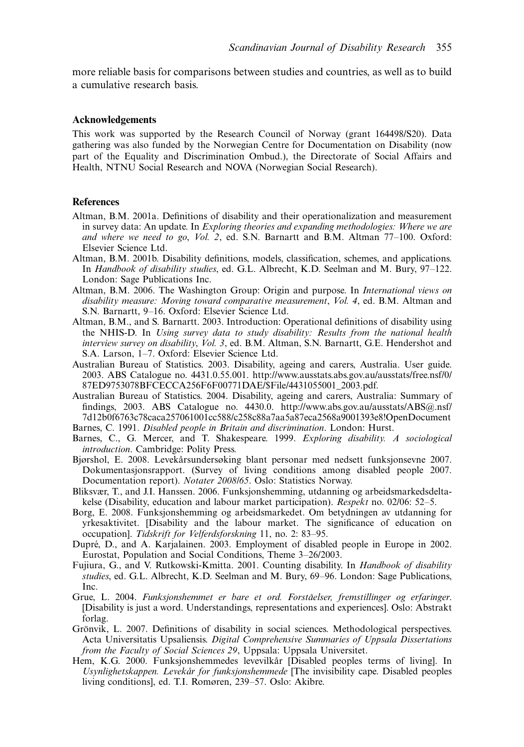more reliable basis for comparisons between studies and countries, as well as to build a cumulative research basis.

### Acknowledgements

This work was supported by the Research Council of Norway (grant 164498/S20). Data gathering was also funded by the Norwegian Centre for Documentation on Disability (now part of the Equality and Discrimination Ombud.), the Directorate of Social Affairs and Health, NTNU Social Research and NOVA (Norwegian Social Research).

### References

Altman, B.M. 2001a. Definitions of disability and their operationalization and measurement in survey data: An update. In *Exploring theories and expanding methodologies: Where we are and where we need to go*, *Vol. 2*, ed. S.N. Barnartt and B.M. Altman 77–100. Oxford: Elsevier Science Ltd.

Altman, B.M. 2001b. Disability definitions, models, classification, schemes, and applications. In *Handbook of disability studies*, ed. G.L. Albrecht, K.D. Seelman and M. Bury, 97–122. London: Sage Publications Inc.

Altman, B.M. 2006. The Washington Group: Origin and purpose. In *International views on disability measure: Moving toward comparative measurement*, *Vol. 4*, ed. B.M. Altman and S.N. Barnartt, 9–16. Oxford: Elsevier Science Ltd.

Altman, B.M., and S. Barnartt. 2003. Introduction: Operational definitions of disability using the NHIS-D. In *Using survey data to study disability: Results from the national health interview survey on disability*, *Vol. 3*, ed. B.M. Altman, S.N. Barnartt, G.E. Hendershot and S.A. Larson, 1–7. Oxford: Elsevier Science Ltd.

Australian Bureau of Statistics. 2003. Disability, ageing and carers, Australia. User guide. 2003. ABS Catalogue no. 4431.0.55.001. http://www.ausstats.abs.gov.au/ausstats/free.nsf/0/87ED9753078BFCECCA256F6F00771DAE/$File/4431055001_2003.pdf.

Australian Bureau of Statistics. 2004. Disability, ageing and carers, Australia: Summary of findings, 2003. ABS Catalogue no. 4430.0. http://www.abs.gov.au/ausstats/ABS@.nsf/7d12b0f6763c78caca257061001cc588/c258c88a7aa5a87eca2568a9001393e8!OpenDocument

Barnes, C. 1991. *Disabled people in Britain and discrimination*. London: Hurst.

Barnes, C., G. Mercer, and T. Shakespeare. 1999. *Exploring disability. A sociological introduction*. Cambridge: Polity Press.

Bjørshol, E. 2008. Levekårsundersøking blant personar med nedsett funksjonsevne 2007. Dokumentasjonsrapport. (Survey of living conditions among disabled people 2007. Documentation report). *Notater 2008/65*. Oslo: Statistics Norway.

Bliksvær, T., and J.I. Hanssen. 2006. Funksjonshemming, utdanning og arbeidsmarkedsdeltakelse (Disability, education and labour market participation). *Respekt* no. 02/06: 52–5.

Borg, E. 2008. Funksjonshemming og arbeidsmarkedet. Om betydningen av utdanning for yrkesaktivitet. [Disability and the labour market. The significance of education on occupation]. *Tidskrift for Velferdsforskning* 11, no. 2: 83–95.

Dupré, D., and A. Karjalainen. 2003. Employment of disabled people in Europe in 2002. Eurostat, Population and Social Conditions, Theme 3–26/2003.

Fujiura, G., and V. Rutkowski-Kmitta. 2001. Counting disability. In *Handbook of disability studies*, ed. G.L. Albrecht, K.D. Seelman and M. Bury, 69–96. London: Sage Publications, Inc.

Grue, L. 2004. *Funksjonshemmet er bare et ord. Forståelser, fremstillinger og erfaringer*. [Disability is just a word. Understandings, representations and experiences]. Oslo: Abstrakt forlag.

Grönvik, L. 2007. Definitions of disability in social sciences. Methodological perspectives. Acta Universitatis Upsaliensis. *Digital Comprehensive Summaries of Uppsala Dissertations from the Faculty of Social Sciences 29*, Uppsala: Uppsala Universitet.

Hem, K.G. 2000. Funksjonshemmedes levevilkår [Disabled peoples terms of living]. In *Usynlighetskappen. Levekår for funksjonshemmede* [The invisibility cape. Disabled peoples living conditions], ed. T.I. Romøren, 239–57. Oslo: Akibre.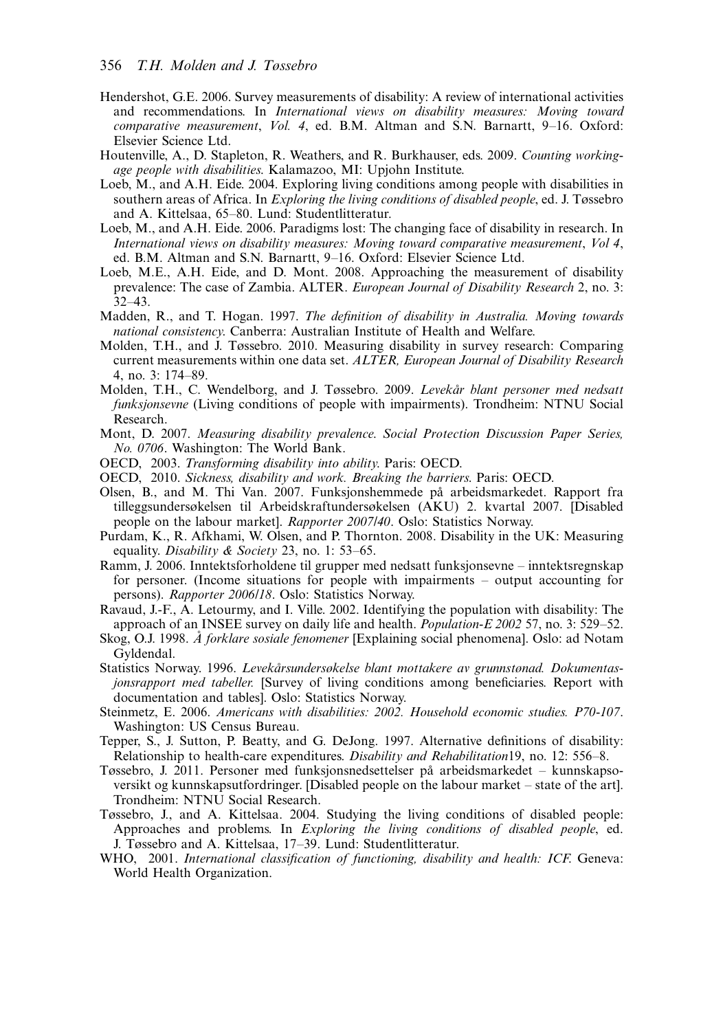Hendershot, G.E. 2006. Survey measurements of disability: A review of international activities and recommendations. In *International views on disability measures: Moving toward comparative measurement*, *Vol. 4*, ed. B.M. Altman and S.N. Barnartt, 9–16. Oxford: Elsevier Science Ltd.

Houtenville, A., D. Stapleton, R. Weathers, and R. Burkhauser, eds. 2009. *Counting working-age people with disabilities*. Kalamazoo, MI: Upjohn Institute.

Loeb, M., and A.H. Eide. 2004. Exploring living conditions among people with disabilities in southern areas of Africa. In *Exploring the living conditions of disabled people*, ed. J. Tøssebro and A. Kittelsaa, 65–80. Lund: Studentlitteratur.

Loeb, M., and A.H. Eide. 2006. Paradigms lost: The changing face of disability in research. In *International views on disability measures: Moving toward comparative measurement*, *Vol 4*, ed. B.M. Altman and S.N. Barnartt, 9–16. Oxford: Elsevier Science Ltd.

Loeb, M.E., A.H. Eide, and D. Mont. 2008. Approaching the measurement of disability prevalence: The case of Zambia. ALTER. *European Journal of Disability Research* 2, no. 3: 32–43.

Madden, R., and T. Hogan. 1997. *The definition of disability in Australia. Moving towards national consistency.* Canberra: Australian Institute of Health and Welfare.

Molden, T.H., and J. Tøssebro. 2010. Measuring disability in survey research: Comparing current measurements within one data set. *ALTER, European Journal of Disability Research* 4, no. 3: 174–89.

Molden, T.H., C. Wendelborg, and J. Tøssebro. 2009. *Levekår blant personer med nedsatt funksjonsevne* (Living conditions of people with impairments). Trondheim: NTNU Social Research.

Mont, D. 2007. *Measuring disability prevalence. Social Protection Discussion Paper Series, No. 0706*. Washington: The World Bank.

OECD, 2003. *Transforming disability into ability.* Paris: OECD.

OECD, 2010. *Sickness, disability and work. Breaking the barriers.* Paris: OECD.

Olsen, B., and M. Thi Van. 2007. Funksjonshemmede på arbeidsmarkedet. Rapport fra tilleggsundersøkelsen til Arbeidskraftundersøkelsen (AKU) 2. kvartal 2007. [Disabled people on the labour market]. *Rapporter 2007/40*. Oslo: Statistics Norway.

Purdam, K., R. Afkhami, W. Olsen, and P. Thornton. 2008. Disability in the UK: Measuring equality. *Disability & Society* 23, no. 1: 53–65.

Ramm, J. 2006. Inntektsforholdene til grupper med nedsatt funksjonsevne – inntektsregnskap for personer. (Income situations for people with impairments – output accounting for persons). *Rapporter 2006/18*. Oslo: Statistics Norway.

Ravaud, J.-F., A. Letourmy, and I. Ville. 2002. Identifying the population with disability: The approach of an INSEE survey on daily life and health. *Population-E 2002* 57, no. 3: 529–52.

Skog, O.J. 1998. *Å forklare sosiale fenomener* [Explaining social phenomena]. Oslo: ad Notam Gyldendal.

Statistics Norway. 1996. *Levekårsundersøkelse blant mottakere av grunnstønad. Dokumentasjonsrapport med tabeller.* [Survey of living conditions among beneficiaries. Report with documentation and tables]. Oslo: Statistics Norway.

Steinmetz, E. 2006. *Americans with disabilities: 2002. Household economic studies. P70-107*. Washington: US Census Bureau.

Tepper, S., J. Sutton, P. Beatty, and G. DeJong. 1997. Alternative definitions of disability: Relationship to health-care expenditures. *Disability and Rehabilitation*19, no. 12: 556–8.

Tøssebro, J. 2011. Personer med funksjonsnedsettelser på arbeidsmarkedet – kunnskapsoversikt og kunnskapsutfordringer. [Disabled people on the labour market – state of the art]. Trondheim: NTNU Social Research.

Tøssebro, J., and A. Kittelsaa. 2004. Studying the living conditions of disabled people: Approaches and problems. In *Exploring the living conditions of disabled people*, ed. J. Tøssebro and A. Kittelsaa, 17–39. Lund: Studentlitteratur.

WHO, 2001. *International classification of functioning, disability and health: ICF.* Geneva: World Health Organization.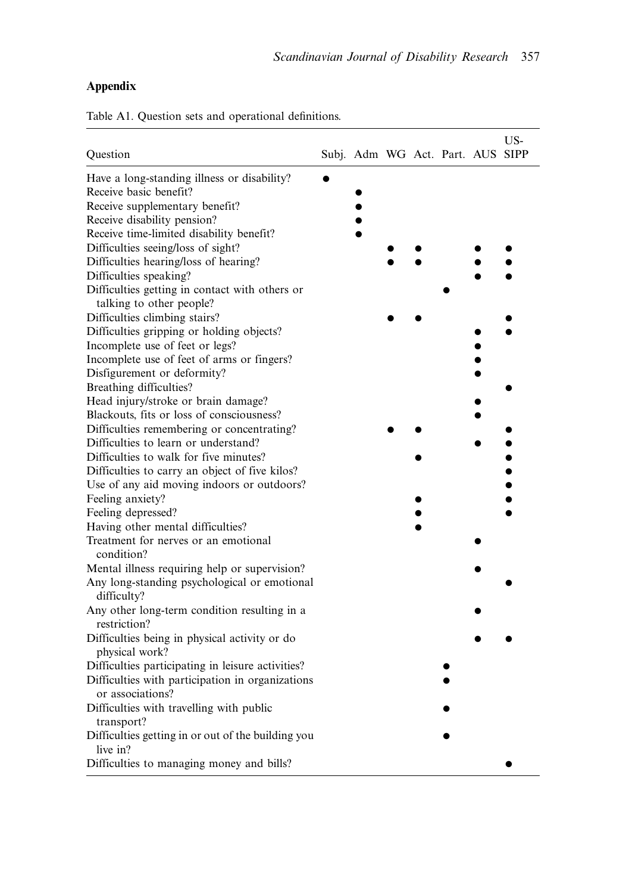## Appendix

Table A1. Question sets and operational definitions.

| Question | Subj. | Adm | WG | Act. | Part. | AUS | US-SIPP |
|---|---|---|---|---|---|---|---|
| Have a long-standing illness or disability? | ● | | | | | | |
| Receive basic benefit? | | ● | | | | | |
| Receive supplementary benefit? | | ● | | | | | |
| Receive disability pension? | | ● | | | | | |
| Receive time-limited disability benefit? | | ● | | | | | |
| Difficulties seeing/loss of sight? | | | ● | ● | | ● | ● |
| Difficulties hearing/loss of hearing? | | | ● | ● | | ● | ● |
| Difficulties speaking? | | | | | | ● | ● |
| Difficulties getting in contact with others or talking to other people? | | | | | ● | | |
| Difficulties climbing stairs? | | | ● | ● | | | ● |
| Difficulties gripping or holding objects? | | | | | | ● | ● |
| Incomplete use of feet or legs? | | | | | | ● | |
| Incomplete use of feet of arms or fingers? | | | | | | ● | |
| Disfigurement or deformity? | | | | | | ● | |
| Breathing difficulties? | | | | | | | ● |
| Head injury/stroke or brain damage? | | | | | | ● | |
| Blackouts, fits or loss of consciousness? | | | | | | ● | |
| Difficulties remembering or concentrating? | | | ● | ● | | | ● |
| Difficulties to learn or understand? | | | | | | ● | ● |
| Difficulties to walk for five minutes? | | | | ● | | | ● |
| Difficulties to carry an object of five kilos? | | | | | | | ● |
| Use of any aid moving indoors or outdoors? | | | | | | | ● |
| Feeling anxiety? | | | | ● | | | ● |
| Feeling depressed? | | | | ● | | | ● |
| Having other mental difficulties? | | | | ● | | | |
| Treatment for nerves or an emotional condition? | | | | | | ● | |
| Mental illness requiring help or supervision? | | | | | | ● | |
| Any long-standing psychological or emotional difficulty? | | | | | | | ● |
| Any other long-term condition resulting in a restriction? | | | | | | ● | |
| Difficulties being in physical activity or do physical work? | | | | | | ● | ● |
| Difficulties participating in leisure activities? | | | | | ● | | |
| Difficulties with participation in organizations or associations? | | | | | ● | | |
| Difficulties with travelling with public transport? | | | | | ● | | |
| Difficulties getting in or out of the building you live in? | | | | | ● | | |
| Difficulties to managing money and bills? | | | | | | | ● |